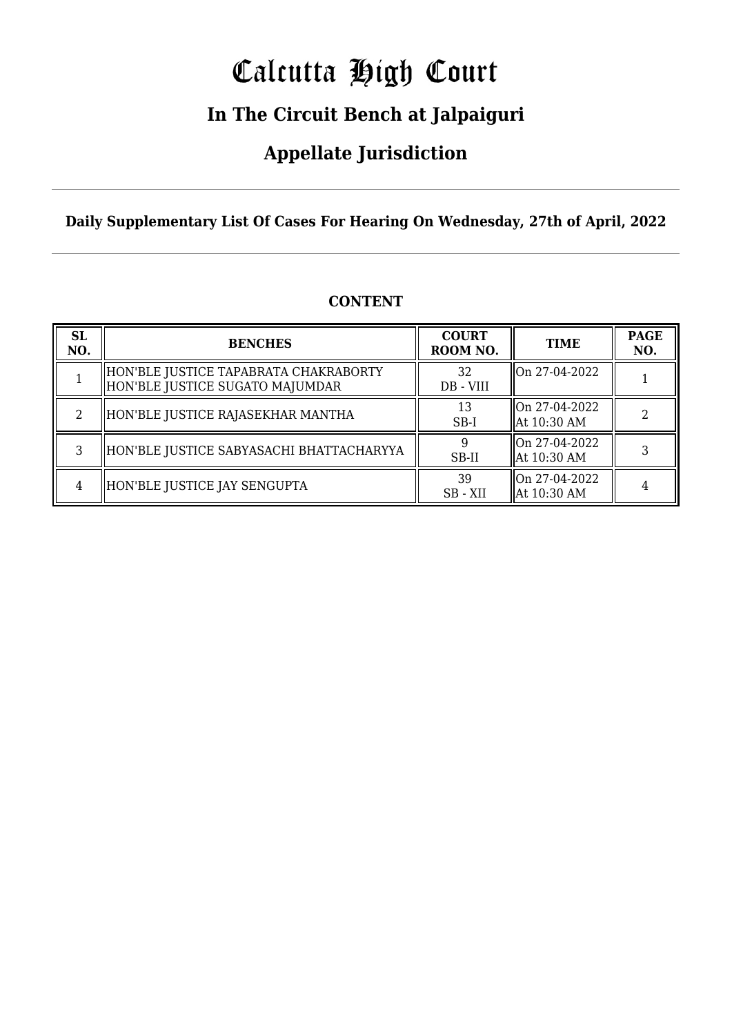# Calcutta High Court

## In The Circuit Bench at Jalpaiguri

## Appellate Jurisdiction

**Daily Supplementary List Of Cases For Hearing On Wednesday, 27th of April, 2022**

**CONTENT**

| SL NO. | BENCHES | COURT ROOM NO. | TIME | PAGE NO. |
|---|---|---|---|---|
| 1 | HON'BLE JUSTICE TAPABRATA CHAKRABORTY<br>HON'BLE JUSTICE SUGATO MAJUMDAR | 32<br>DB - VIII | On 27-04-2022 | 1 |
| 2 | HON'BLE JUSTICE RAJASEKHAR MANTHA | 13<br>SB-I | On 27-04-2022<br>At 10:30 AM | 2 |
| 3 | HON'BLE JUSTICE SABYASACHI BHATTACHARYYA | 9<br>SB-II | On 27-04-2022<br>At 10:30 AM | 3 |
| 4 | HON'BLE JUSTICE JAY SENGUPTA | 39<br>SB - XII | On 27-04-2022<br>At 10:30 AM | 4 |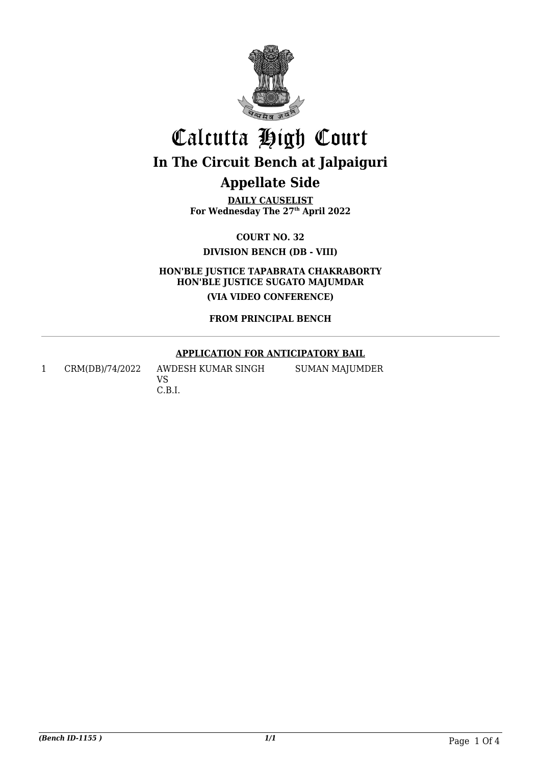# Calcutta High Court

## In The Circuit Bench at Jalpaiguri

## Appellate Side

**DAILY CAUSELIST**
**For Wednesday The 27th April 2022**

**COURT NO. 32**

**DIVISION BENCH (DB - VIII)**

**HON'BLE JUSTICE TAPABRATA CHAKRABORTY**
**HON'BLE JUSTICE SUGATO MAJUMDAR**

**(VIA VIDEO CONFERENCE)**

**FROM PRINCIPAL BENCH**

---

**APPLICATION FOR ANTICIPATORY BAIL**

| | | | |
|---|---|---|---|
| 1 | CRM(DB)/74/2022 | AWDESH KUMAR SINGH<br>VS<br>C.B.I. | SUMAN MAJUMDER |

*(Bench ID-1155 )* 1/1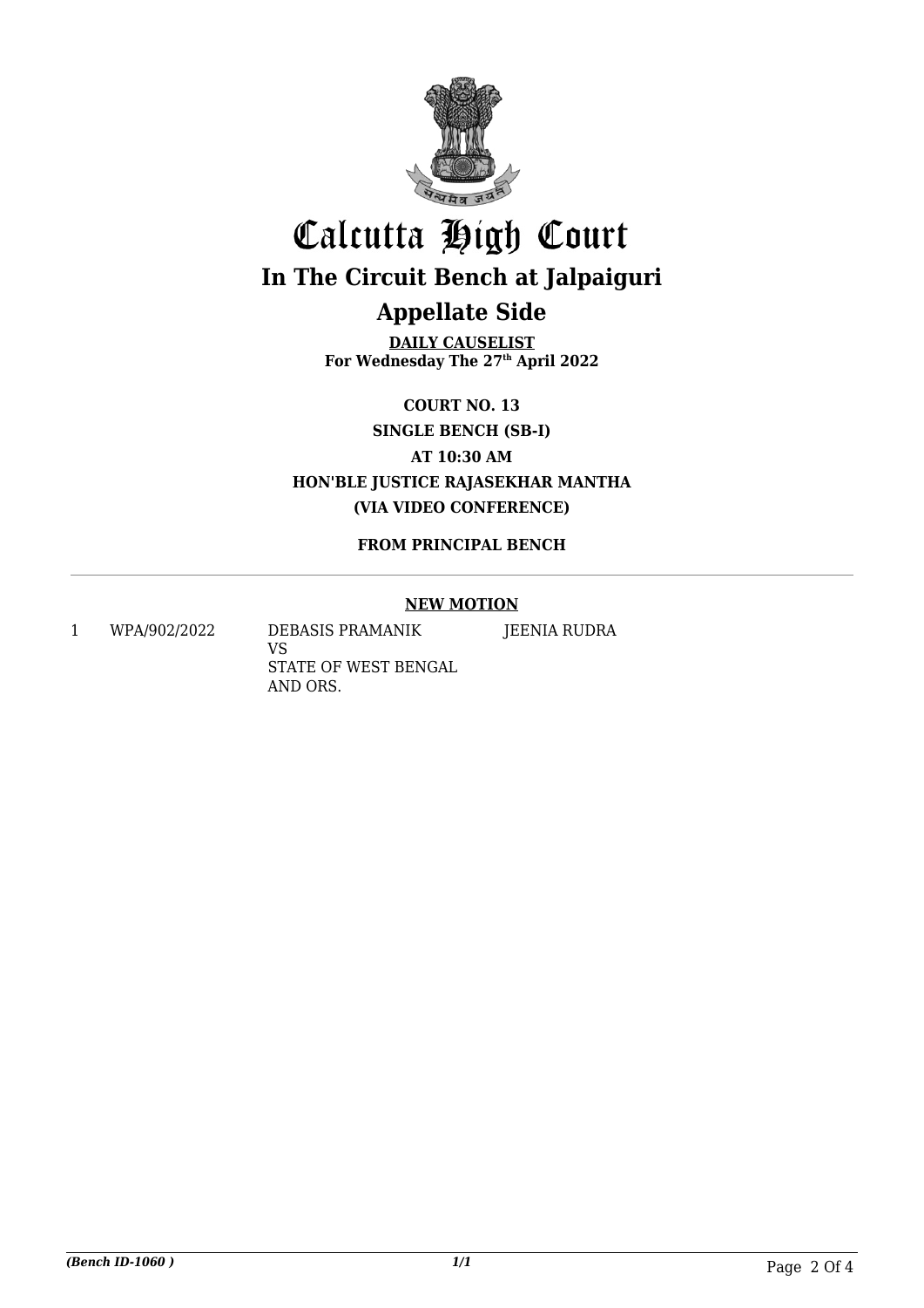# Calcutta High Court

## In The Circuit Bench at Jalpaiguri

## Appellate Side

**DAILY CAUSELIST**
**For Wednesday The 27th April 2022**

**COURT NO. 13**

**SINGLE BENCH (SB-I)**

**AT 10:30 AM**

**HON'BLE JUSTICE RAJASEKHAR MANTHA**

**(VIA VIDEO CONFERENCE)**

**FROM PRINCIPAL BENCH**

---

**NEW MOTION**

| | | | |
|---|---|---|---|
| 1 | WPA/902/2022 | DEBASIS PRAMANIK<br>VS<br>STATE OF WEST BENGAL AND ORS. | JEENIA RUDRA |

*(Bench ID-1060 )* *1/1*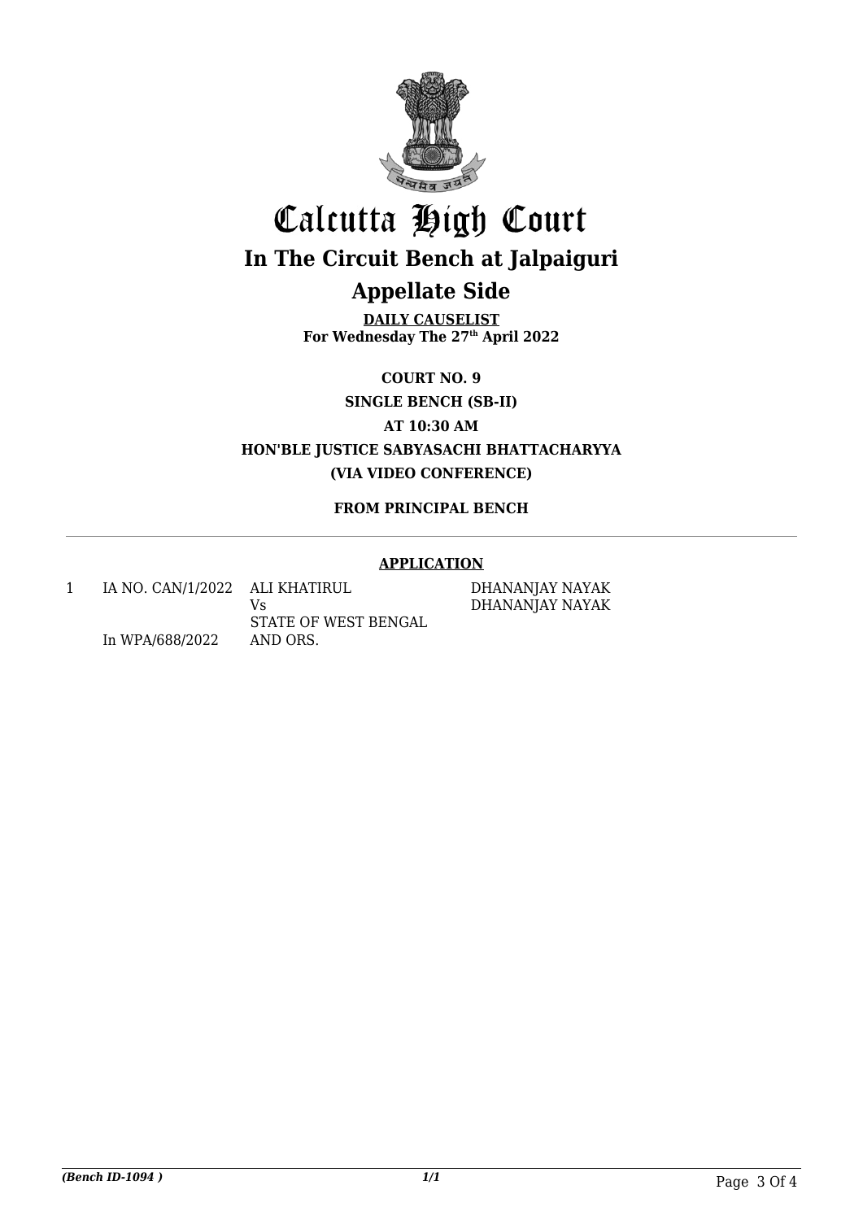# Calcutta High Court

## In The Circuit Bench at Jalpaiguri

## Appellate Side

**DAILY CAUSELIST**
**For Wednesday The 27th April 2022**

**COURT NO. 9**

**SINGLE BENCH (SB-II)**

**AT 10:30 AM**

**HON'BLE JUSTICE SABYASACHI BHATTACHARYYA**

**(VIA VIDEO CONFERENCE)**

**FROM PRINCIPAL BENCH**

---

**APPLICATION**

| | | | |
|---|---|---|---|
| 1 | IA NO. CAN/1/2022<br><br>In WPA/688/2022 | ALI KHATIRUL<br>Vs<br>STATE OF WEST BENGAL AND ORS. | DHANANJAY NAYAK<br>DHANANJAY NAYAK |

*(Bench ID-1094 )* *1/1*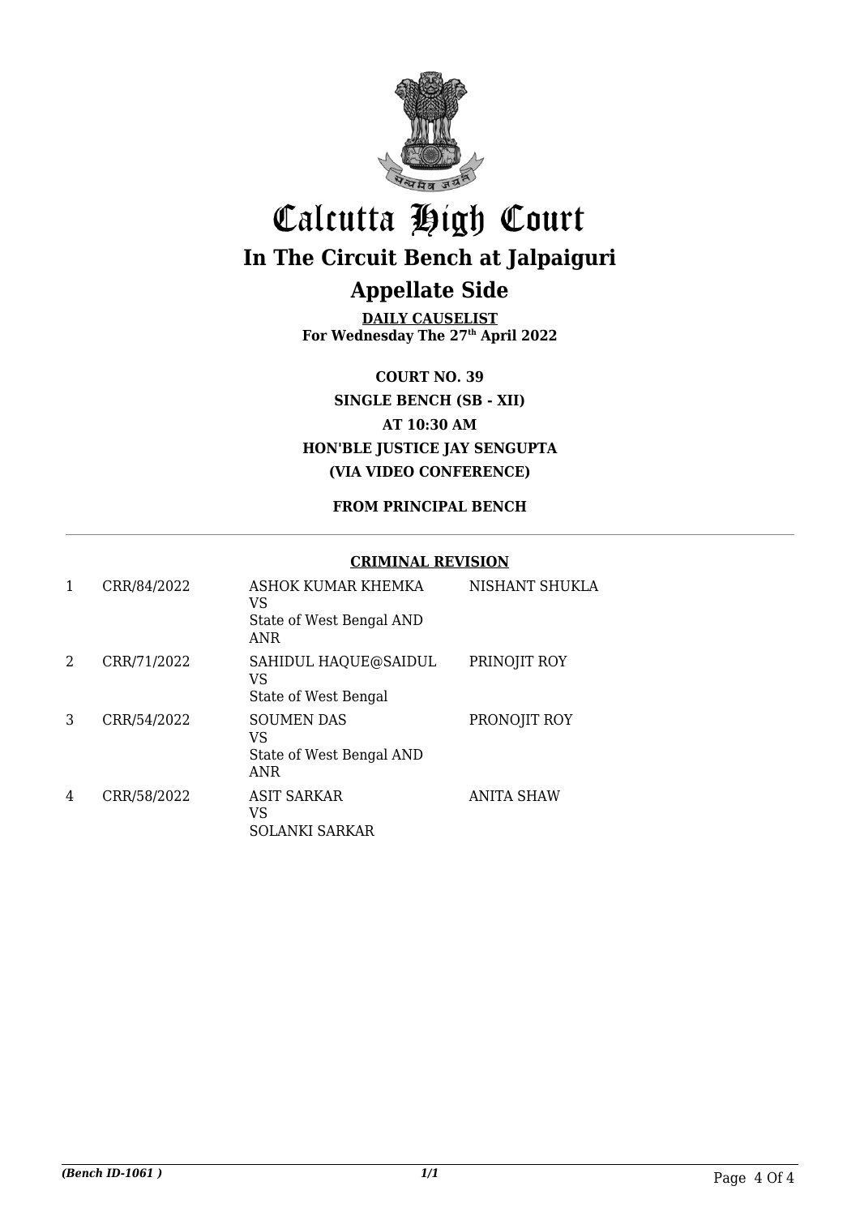# Calcutta High Court

## In The Circuit Bench at Jalpaiguri

## Appellate Side

**DAILY CAUSELIST**
**For Wednesday The 27th April 2022**

**COURT NO. 39**
**SINGLE BENCH (SB - XII)**
**AT 10:30 AM**
**HON'BLE JUSTICE JAY SENGUPTA**
**(VIA VIDEO CONFERENCE)**

**FROM PRINCIPAL BENCH**

**CRIMINAL REVISION**

| | | | |
|---|---|---|---|
| 1 | CRR/84/2022 | ASHOK KUMAR KHEMKA<br>VS<br>State of West Bengal AND ANR | NISHANT SHUKLA |
| 2 | CRR/71/2022 | SAHIDUL HAQUE@SAIDUL<br>VS<br>State of West Bengal | PRINOJIT ROY |
| 3 | CRR/54/2022 | SOUMEN DAS<br>VS<br>State of West Bengal AND ANR | PRONOJIT ROY |
| 4 | CRR/58/2022 | ASIT SARKAR<br>VS<br>SOLANKI SARKAR | ANITA SHAW |

*(Bench ID-1061 )*